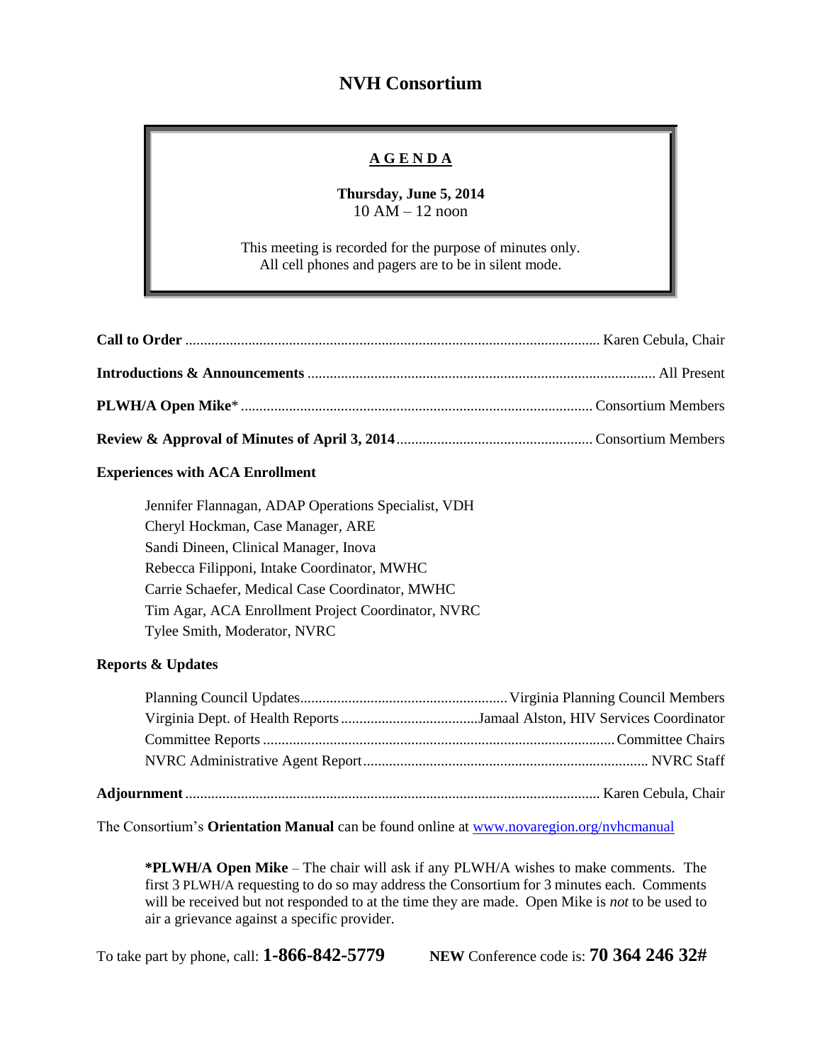# NVH Consortium

## A G E N D A

**Thursday, June 5, 2014**
10 AM – 12 noon

This meeting is recorded for the purpose of minutes only.
All cell phones and pagers are to be in silent mode.

**Call to Order** ............................................................ Karen Cebula, Chair

**Introductions & Announcements** ............................................................ All Present

**PLWH/A Open Mike*** ............................................................ Consortium Members

**Review & Approval of Minutes of April 3, 2014** ............................................................ Consortium Members

**Experiences with ACA Enrollment**

Jennifer Flannagan, ADAP Operations Specialist, VDH
Cheryl Hockman, Case Manager, ARE
Sandi Dineen, Clinical Manager, Inova
Rebecca Filipponi, Intake Coordinator, MWHC
Carrie Schaefer, Medical Case Coordinator, MWHC
Tim Agar, ACA Enrollment Project Coordinator, NVRC
Tylee Smith, Moderator, NVRC

**Reports & Updates**

Planning Council Updates............................................................ Virginia Planning Council Members
Virginia Dept. of Health Reports............................................................ Jamaal Alston, HIV Services Coordinator
Committee Reports............................................................ Committee Chairs
NVRC Administrative Agent Report............................................................ NVRC Staff

**Adjournment** ............................................................ Karen Cebula, Chair

The Consortium's **Orientation Manual** can be found online at www.novaregion.org/nvhcmanual

**\*PLWH/A Open Mike** – The chair will ask if any PLWH/A wishes to make comments. The first 3 PLWH/A requesting to do so may address the Consortium for 3 minutes each. Comments will be received but not responded to at the time they are made. Open Mike is *not* to be used to air a grievance against a specific provider.

To take part by phone, call: **1-866-842-5779** **NEW** Conference code is: **70 364 246 32#**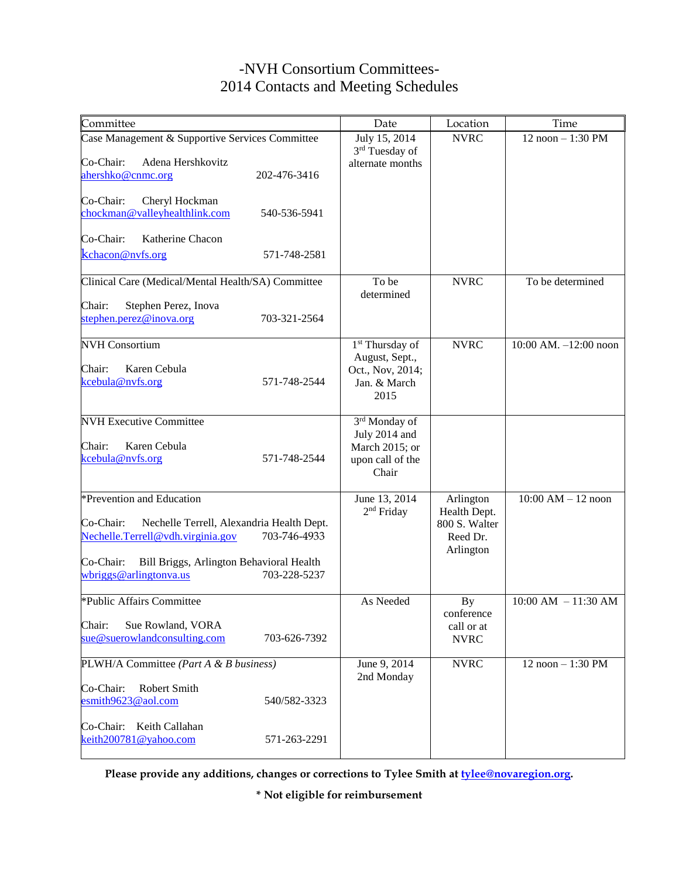# -NVH Consortium Committees-
## 2014 Contacts and Meeting Schedules

| Committee | Date | Location | Time |
|---|---|---|---|
| Case Management & Supportive Services Committee<br><br>Co-Chair: Adena Hershkovitz<br>ahershko@cnmc.org 202-476-3416<br><br>Co-Chair: Cheryl Hockman<br>chockman@valleyhealthlink.com 540-536-5941<br><br>Co-Chair: Katherine Chacon<br>kchacon@nvfs.org 571-748-2581 | July 15, 2014<br>3rd Tuesday of alternate months | NVRC | 12 noon – 1:30 PM |
| Clinical Care (Medical/Mental Health/SA) Committee<br><br>Chair: Stephen Perez, Inova<br>stephen.perez@inova.org 703-321-2564 | To be determined | NVRC | To be determined |
| NVH Consortium<br><br>Chair: Karen Cebula<br>kcebula@nvfs.org 571-748-2544 | 1st Thursday of August, Sept., Oct., Nov, 2014; Jan. & March 2015 | NVRC | 10:00 AM. –12:00 noon |
| NVH Executive Committee<br><br>Chair: Karen Cebula<br>kcebula@nvfs.org 571-748-2544 | 3rd Monday of July 2014 and March 2015; or upon call of the Chair | | |
| *Prevention and Education<br><br>Co-Chair: Nechelle Terrell, Alexandria Health Dept.<br>Nechelle.Terrell@vdh.virginia.gov 703-746-4933<br><br>Co-Chair: Bill Briggs, Arlington Behavioral Health<br>wbriggs@arlingtonva.us 703-228-5237 | June 13, 2014<br>2nd Friday | Arlington Health Dept. 800 S. Walter Reed Dr. Arlington | 10:00 AM – 12 noon |
| *Public Affairs Committee<br><br>Chair: Sue Rowland, VORA<br>sue@suerowlandconsulting.com 703-626-7392 | As Needed | By conference call or at NVRC | 10:00 AM – 11:30 AM |
| PLWH/A Committee *(Part A & B business)*<br><br>Co-Chair: Robert Smith<br>esmith9623@aol.com 540/582-3323<br><br>Co-Chair: Keith Callahan<br>keith200781@yahoo.com 571-263-2291 | June 9, 2014<br>2nd Monday | NVRC | 12 noon – 1:30 PM |

**Please provide any additions, changes or corrections to Tylee Smith at tylee@novaregion.org.**

**\* Not eligible for reimbursement**